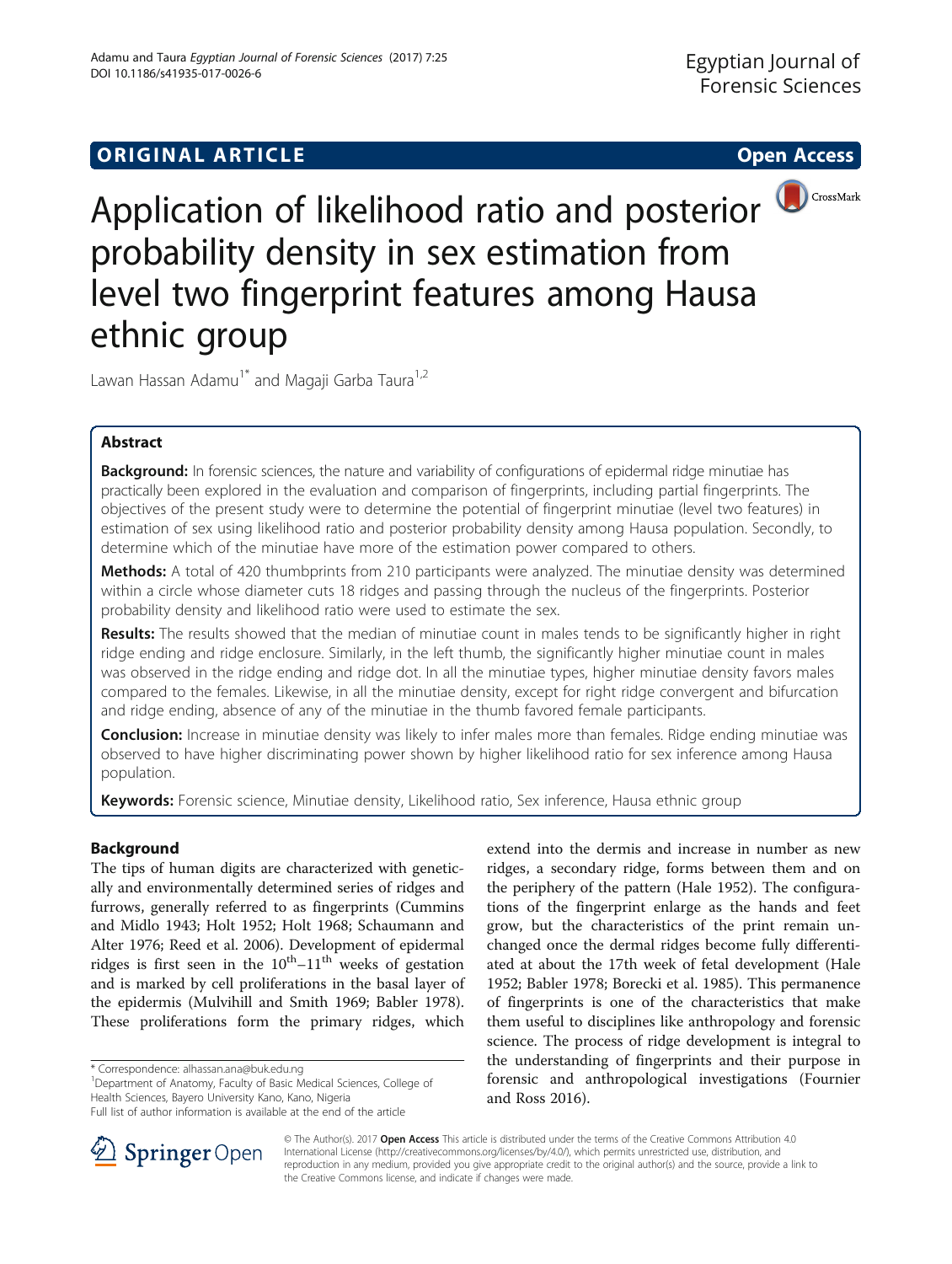# ORIGINAL ARTICLE

**Open Access**

# Application of likelihood ratio and posterior probability density in sex estimation from level two fingerprint features among Hausa ethnic group

Lawan Hassan Adamu[1*] and Magaji Garba Taura[1,2]

## Abstract

**Background:** In forensic sciences, the nature and variability of configurations of epidermal ridge minutiae has practically been explored in the evaluation and comparison of fingerprints, including partial fingerprints. The objectives of the present study were to determine the potential of fingerprint minutiae (level two features) in estimation of sex using likelihood ratio and posterior probability density among Hausa population. Secondly, to determine which of the minutiae have more of the estimation power compared to others.

**Methods:** A total of 420 thumbprints from 210 participants were analyzed. The minutiae density was determined within a circle whose diameter cuts 18 ridges and passing through the nucleus of the fingerprints. Posterior probability density and likelihood ratio were used to estimate the sex.

**Results:** The results showed that the median of minutiae count in males tends to be significantly higher in right ridge ending and ridge enclosure. Similarly, in the left thumb, the significantly higher minutiae count in males was observed in the ridge ending and ridge dot. In all the minutiae types, higher minutiae density favors males compared to the females. Likewise, in all the minutiae density, except for right ridge convergent and bifurcation and ridge ending, absence of any of the minutiae in the thumb favored female participants.

**Conclusion:** Increase in minutiae density was likely to infer males more than females. Ridge ending minutiae was observed to have higher discriminating power shown by higher likelihood ratio for sex inference among Hausa population.

**Keywords:** Forensic science, Minutiae density, Likelihood ratio, Sex inference, Hausa ethnic group

## Background

The tips of human digits are characterized with genetically and environmentally determined series of ridges and furrows, generally referred to as fingerprints (Cummins and Midlo 1943; Holt 1952; Holt 1968; Schaumann and Alter 1976; Reed et al. 2006). Development of epidermal ridges is first seen in the $10^{th}$–$11^{th}$ weeks of gestation and is marked by cell proliferations in the basal layer of the epidermis (Mulvihill and Smith 1969; Babler 1978). These proliferations form the primary ridges, which extend into the dermis and increase in number as new ridges, a secondary ridge, forms between them and on the periphery of the pattern (Hale 1952). The configurations of the fingerprint enlarge as the hands and feet grow, but the characteristics of the print remain unchanged once the dermal ridges become fully differentiated at about the 17th week of fetal development (Hale 1952; Babler 1978; Borecki et al. 1985). This permanence of fingerprints is one of the characteristics that make them useful to disciplines like anthropology and forensic science. The process of ridge development is integral to the understanding of fingerprints and their purpose in forensic and anthropological investigations (Fournier and Ross 2016).

* Correspondence: alhassan.ana@buk.edu.ng
[1]Department of Anatomy, Faculty of Basic Medical Sciences, College of Health Sciences, Bayero University Kano, Kano, Nigeria
Full list of author information is available at the end of the article

© The Author(s). 2017 **Open Access** This article is distributed under the terms of the Creative Commons Attribution 4.0 International License (http://creativecommons.org/licenses/by/4.0/), which permits unrestricted use, distribution, and reproduction in any medium, provided you give appropriate credit to the original author(s) and the source, provide a link to the Creative Commons license, and indicate if changes were made.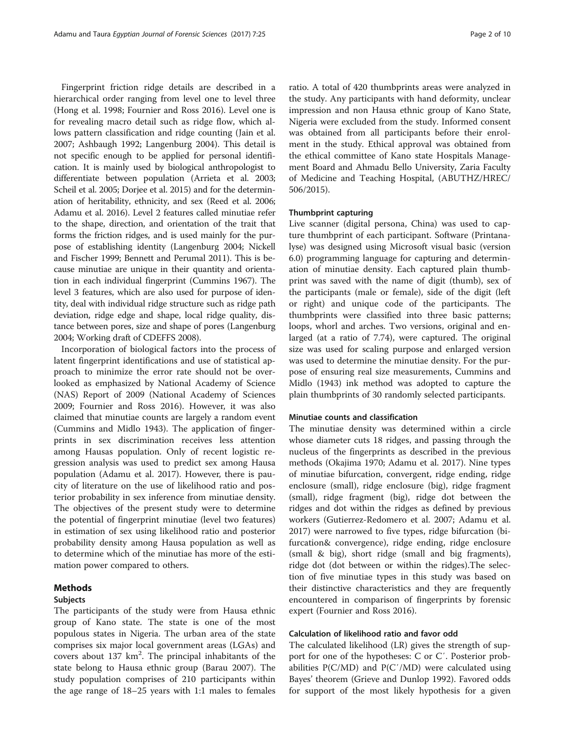Fingerprint friction ridge details are described in a hierarchical order ranging from level one to level three (Hong et al. 1998; Fournier and Ross 2016). Level one is for revealing macro detail such as ridge flow, which allows pattern classification and ridge counting (Jain et al. 2007; Ashbaugh 1992; Langenburg 2004). This detail is not specific enough to be applied for personal identification. It is mainly used by biological anthropologist to differentiate between population (Arrieta et al. 2003; Scheil et al. 2005; Dorjee et al. 2015) and for the determination of heritability, ethnicity, and sex (Reed et al. 2006; Adamu et al. 2016). Level 2 features called minutiae refer to the shape, direction, and orientation of the trait that forms the friction ridges, and is used mainly for the purpose of establishing identity (Langenburg 2004; Nickell and Fischer 1999; Bennett and Perumal 2011). This is because minutiae are unique in their quantity and orientation in each individual fingerprint (Cummins 1967). The level 3 features, which are also used for purpose of identity, deal with individual ridge structure such as ridge path deviation, ridge edge and shape, local ridge quality, distance between pores, size and shape of pores (Langenburg 2004; Working draft of CDEFFS 2008).

Incorporation of biological factors into the process of latent fingerprint identifications and use of statistical approach to minimize the error rate should not be overlooked as emphasized by National Academy of Science (NAS) Report of 2009 (National Academy of Sciences 2009; Fournier and Ross 2016). However, it was also claimed that minutiae counts are largely a random event (Cummins and Midlo 1943). The application of fingerprints in sex discrimination receives less attention among Hausas population. Only of recent logistic regression analysis was used to predict sex among Hausa population (Adamu et al. 2017). However, there is paucity of literature on the use of likelihood ratio and posterior probability in sex inference from minutiae density. The objectives of the present study were to determine the potential of fingerprint minutiae (level two features) in estimation of sex using likelihood ratio and posterior probability density among Hausa population as well as to determine which of the minutiae has more of the estimation power compared to others.

## Methods

### Subjects

The participants of the study were from Hausa ethnic group of Kano state. The state is one of the most populous states in Nigeria. The urban area of the state comprises six major local government areas (LGAs) and covers about 137 km$^2$. The principal inhabitants of the state belong to Hausa ethnic group (Barau 2007). The study population comprises of 210 participants within the age range of 18–25 years with 1:1 males to females ratio. A total of 420 thumbprints areas were analyzed in the study. Any participants with hand deformity, unclear impression and non Hausa ethnic group of Kano State, Nigeria were excluded from the study. Informed consent was obtained from all participants before their enrolment in the study. Ethical approval was obtained from the ethical committee of Kano state Hospitals Management Board and Ahmadu Bello University, Zaria Faculty of Medicine and Teaching Hospital, (ABUTHZ/HREC/506/2015).

### Thumbprint capturing

Live scanner (digital persona, China) was used to capture thumbprint of each participant. Software (Printanalyse) was designed using Microsoft visual basic (version 6.0) programming language for capturing and determination of minutiae density. Each captured plain thumbprint was saved with the name of digit (thumb), sex of the participants (male or female), side of the digit (left or right) and unique code of the participants. The thumbprints were classified into three basic patterns; loops, whorl and arches. Two versions, original and enlarged (at a ratio of 7.74), were captured. The original size was used for scaling purpose and enlarged version was used to determine the minutiae density. For the purpose of ensuring real size measurements, Cummins and Midlo (1943) ink method was adopted to capture the plain thumbprints of 30 randomly selected participants.

### Minutiae counts and classification

The minutiae density was determined within a circle whose diameter cuts 18 ridges, and passing through the nucleus of the fingerprints as described in the previous methods (Okajima 1970; Adamu et al. 2017). Nine types of minutiae bifurcation, convergent, ridge ending, ridge enclosure (small), ridge enclosure (big), ridge fragment (small), ridge fragment (big), ridge dot between the ridges and dot within the ridges as defined by previous workers (Gutierrez-Redomero et al. 2007; Adamu et al. 2017) were narrowed to five types, ridge bifurcation (bifurcation& convergence), ridge ending, ridge enclosure (small & big), short ridge (small and big fragments), ridge dot (dot between or within the ridges).The selection of five minutiae types in this study was based on their distinctive characteristics and they are frequently encountered in comparison of fingerprints by forensic expert (Fournier and Ross 2016).

### Calculation of likelihood ratio and favor odd

The calculated likelihood (LR) gives the strength of support for one of the hypotheses: C or C′. Posterior probabilities P(C/MD) and P(C′/MD) were calculated using Bayes' theorem (Grieve and Dunlop 1992). Favored odds for support of the most likely hypothesis for a given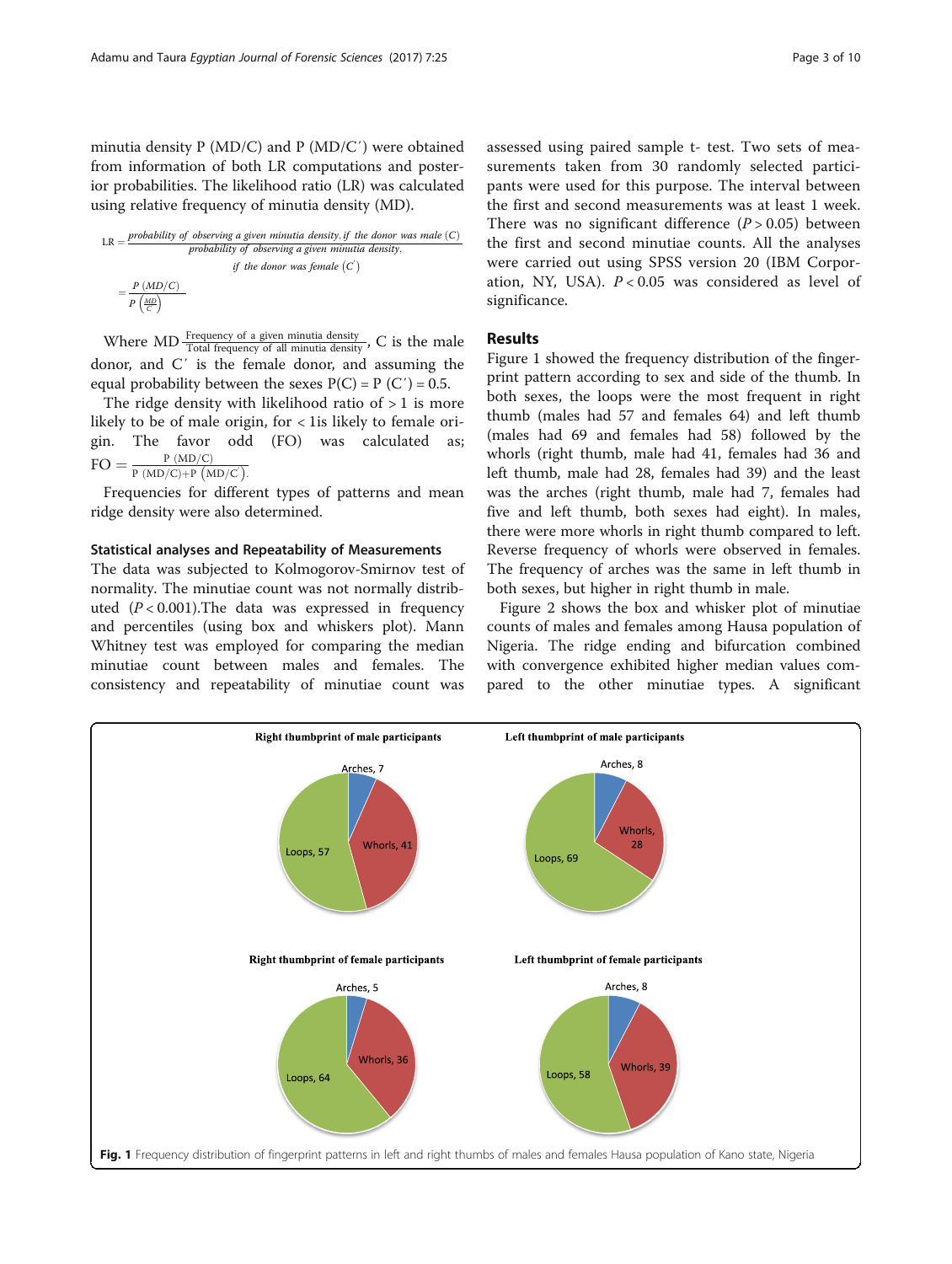minutia density P (MD/C) and P (MD/C′) were obtained from information of both LR computations and posterior probabilities. The likelihood ratio (LR) was calculated using relative frequency of minutia density (MD).

$$\mathrm{LR} = \frac{\textit{probability of observing a given minutia density. if the donor was male } (C)}{\textit{probability of observing a given minutia density. if the donor was female } (C')} = \frac{P\,(MD/C)}{P\left(\frac{MD}{C'}\right)}$$

Where MD $\frac{\text{Frequency of a given minutia density}}{\text{Total frequency of all minutia density}}$, C is the male donor, and C′ is the female donor, and assuming the equal probability between the sexes P(C) = P (C′) = 0.5.

The ridge density with likelihood ratio of > 1 is more likely to be of male origin, for < 1is likely to female origin. The favor odd (FO) was calculated as; $\mathrm{FO} = \frac{\mathrm{P}\ (\mathrm{MD/C})}{\mathrm{P}\ (\mathrm{MD/C}) + \mathrm{P}\ (\mathrm{MD/C'})}$.

Frequencies for different types of patterns and mean ridge density were also determined.

### Statistical analyses and Repeatability of Measurements

The data was subjected to Kolmogorov-Smirnov test of normality. The minutiae count was not normally distributed ($P < 0.001$).The data was expressed in frequency and percentiles (using box and whiskers plot). Mann Whitney test was employed for comparing the median minutiae count between males and females. The consistency and repeatability of minutiae count was assessed using paired sample t- test. Two sets of measurements taken from 30 randomly selected participants were used for this purpose. The interval between the first and second measurements was at least 1 week. There was no significant difference ($P > 0.05$) between the first and second minutiae counts. All the analyses were carried out using SPSS version 20 (IBM Corporation, NY, USA). $P < 0.05$ was considered as level of significance.

## Results

Figure 1 showed the frequency distribution of the fingerprint pattern according to sex and side of the thumb. In both sexes, the loops were the most frequent in right thumb (males had 57 and females 64) and left thumb (males had 69 and females had 58) followed by the whorls (right thumb, male had 41, females had 36 and left thumb, male had 28, females had 39) and the least was the arches (right thumb, male had 7, females had five and left thumb, both sexes had eight). In males, there were more whorls in right thumb compared to left. Reverse frequency of whorls were observed in females. The frequency of arches was the same in left thumb in both sexes, but higher in right thumb in male.

Figure 2 shows the box and whisker plot of minutiae counts of males and females among Hausa population of Nigeria. The ridge ending and bifurcation combined with convergence exhibited higher median values compared to the other minutiae types. A significant

**Fig. 1** Frequency distribution of fingerprint patterns in left and right thumbs of males and females Hausa population of Kano state, Nigeria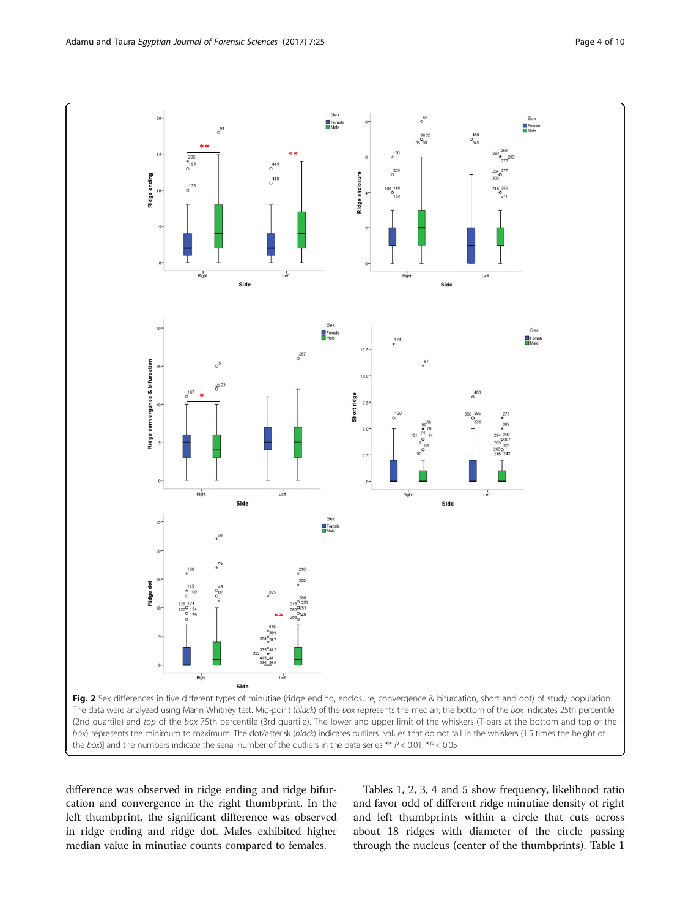Fig. 2 Sex differences in five different types of minutiae (ridge ending, enclosure, convergence & bifurcation, short and dot) of study population. The data were analyzed using Mann Whitney test. Mid-point (*black*) of the *box* represents the median; the bottom of the *box* indicates 25th percentile (2nd quartile) and *top* of the *box* 75th percentile (3rd quartile). The lower and upper limit of the whiskers (T-bars at the bottom and top of the *box*) represents the minimum to maximum. The dot/asterisk (*black*) indicates outliers [values that do not fall in the whiskers (1.5 times the height of the *box*)] and the numbers indicate the serial number of the outliers in the data series ** $P < 0.01$, *$P < 0.05$

difference was observed in ridge ending and ridge bifurcation and convergence in the right thumbprint. In the left thumbprint, the significant difference was observed in ridge ending and ridge dot. Males exhibited higher median value in minutiae counts compared to females.

Tables 1, 2, 3, 4 and 5 show frequency, likelihood ratio and favor odd of different ridge minutiae density of right and left thumbprints within a circle that cuts across about 18 ridges with diameter of the circle passing through the nucleus (center of the thumbprints). Table 1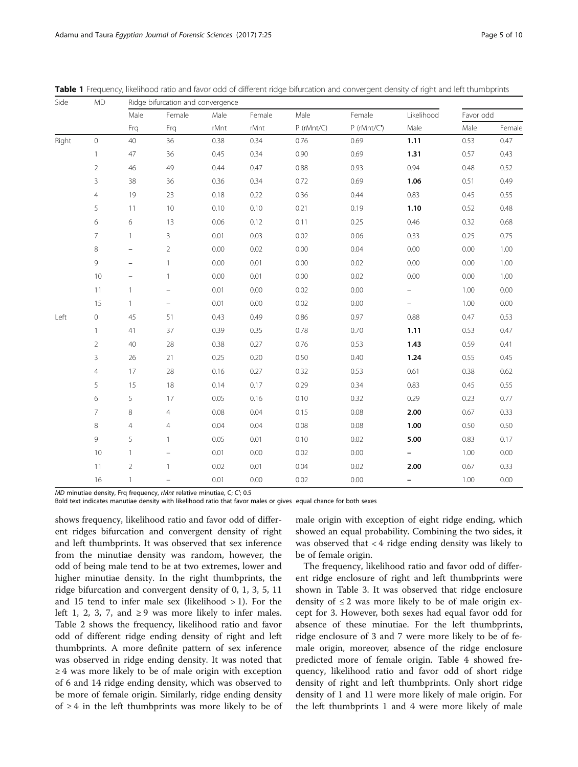**Table 1** Frequency, likelihood ratio and favor odd of different ridge bifurcation and convergent density of right and left thumbprints

| Side | MD | Ridge bifurcation and convergence | | | | | | | | |
|---|---|---|---|---|---|---|---|---|---|---|
| | | Male | Female | Male | Female | Male | Female | Likelihood | Favor odd | |
| | | Frq | Frq | rMnt | rMnt | P (rMnt/C) | P (rMnt/C′) | Male | Male | Female |
| Right | 0 | 40 | 36 | 0.38 | 0.34 | 0.76 | 0.69 | **1.11** | 0.53 | 0.47 |
| | 1 | 47 | 36 | 0.45 | 0.34 | 0.90 | 0.69 | **1.31** | 0.57 | 0.43 |
| | 2 | 46 | 49 | 0.44 | 0.47 | 0.88 | 0.93 | 0.94 | 0.48 | 0.52 |
| | 3 | 38 | 36 | 0.36 | 0.34 | 0.72 | 0.69 | **1.06** | 0.51 | 0.49 |
| | 4 | 19 | 23 | 0.18 | 0.22 | 0.36 | 0.44 | 0.83 | 0.45 | 0.55 |
| | 5 | 11 | 10 | 0.10 | 0.10 | 0.21 | 0.19 | **1.10** | 0.52 | 0.48 |
| | 6 | 6 | 13 | 0.06 | 0.12 | 0.11 | 0.25 | 0.46 | 0.32 | 0.68 |
| | 7 | 1 | 3 | 0.01 | 0.03 | 0.02 | 0.06 | 0.33 | 0.25 | 0.75 |
| | 8 | – | 2 | 0.00 | 0.02 | 0.00 | 0.04 | 0.00 | 0.00 | 1.00 |
| | 9 | – | 1 | 0.00 | 0.01 | 0.00 | 0.02 | 0.00 | 0.00 | 1.00 |
| | 10 | – | 1 | 0.00 | 0.01 | 0.00 | 0.02 | 0.00 | 0.00 | 1.00 |
| | 11 | 1 | – | 0.01 | 0.00 | 0.02 | 0.00 | – | 1.00 | 0.00 |
| | 15 | 1 | – | 0.01 | 0.00 | 0.02 | 0.00 | – | 1.00 | 0.00 |
| Left | 0 | 45 | 51 | 0.43 | 0.49 | 0.86 | 0.97 | 0.88 | 0.47 | 0.53 |
| | 1 | 41 | 37 | 0.39 | 0.35 | 0.78 | 0.70 | **1.11** | 0.53 | 0.47 |
| | 2 | 40 | 28 | 0.38 | 0.27 | 0.76 | 0.53 | **1.43** | 0.59 | 0.41 |
| | 3 | 26 | 21 | 0.25 | 0.20 | 0.50 | 0.40 | **1.24** | 0.55 | 0.45 |
| | 4 | 17 | 28 | 0.16 | 0.27 | 0.32 | 0.53 | 0.61 | 0.38 | 0.62 |
| | 5 | 15 | 18 | 0.14 | 0.17 | 0.29 | 0.34 | 0.83 | 0.45 | 0.55 |
| | 6 | 5 | 17 | 0.05 | 0.16 | 0.10 | 0.32 | 0.29 | 0.23 | 0.77 |
| | 7 | 8 | 4 | 0.08 | 0.04 | 0.15 | 0.08 | **2.00** | 0.67 | 0.33 |
| | 8 | 4 | 4 | 0.04 | 0.04 | 0.08 | 0.08 | **1.00** | 0.50 | 0.50 |
| | 9 | 5 | 1 | 0.05 | 0.01 | 0.10 | 0.02 | **5.00** | 0.83 | 0.17 |
| | 10 | 1 | – | 0.01 | 0.00 | 0.02 | 0.00 | **–** | 1.00 | 0.00 |
| | 11 | 2 | 1 | 0.02 | 0.01 | 0.04 | 0.02 | **2.00** | 0.67 | 0.33 |
| | 16 | 1 | – | 0.01 | 0.00 | 0.02 | 0.00 | **–** | 1.00 | 0.00 |

*MD* minutiae density, *Frq* frequency, *rMnt* relative minutiae, C; C′; 0.5

Bold text indicates manutiae density with likelihood ratio that favor males or gives equal chance for both sexes

shows frequency, likelihood ratio and favor odd of different ridges bifurcation and convergent density of right and left thumbprints. It was observed that sex inference from the minutiae density was random, however, the odd of being male tend to be at two extremes, lower and higher minutiae density. In the right thumbprints, the ridge bifurcation and convergent density of 0, 1, 3, 5, 11 and 15 tend to infer male sex (likelihood > 1). For the left 1, 2, 3, 7, and ≥ 9 was more likely to infer males. Table 2 shows the frequency, likelihood ratio and favor odd of different ridge ending density of right and left thumbprints. A more definite pattern of sex inference was observed in ridge ending density. It was noted that ≥ 4 was more likely to be of male origin with exception of 6 and 14 ridge ending density, which was observed to be more of female origin. Similarly, ridge ending density of ≥ 4 in the left thumbprints was more likely to be of male origin with exception of eight ridge ending, which showed an equal probability. Combining the two sides, it was observed that < 4 ridge ending density was likely to be of female origin.

The frequency, likelihood ratio and favor odd of different ridge enclosure of right and left thumbprints were shown in Table 3. It was observed that ridge enclosure density of ≤ 2 was more likely to be of male origin except for 3. However, both sexes had equal favor odd for absence of these minutiae. For the left thumbprints, ridge enclosure of 3 and 7 were more likely to be of female origin, moreover, absence of the ridge enclosure predicted more of female origin. Table 4 showed frequency, likelihood ratio and favor odd of short ridge density of right and left thumbprints. Only short ridge density of 1 and 11 were more likely of male origin. For the left thumbprints 1 and 4 were more likely of male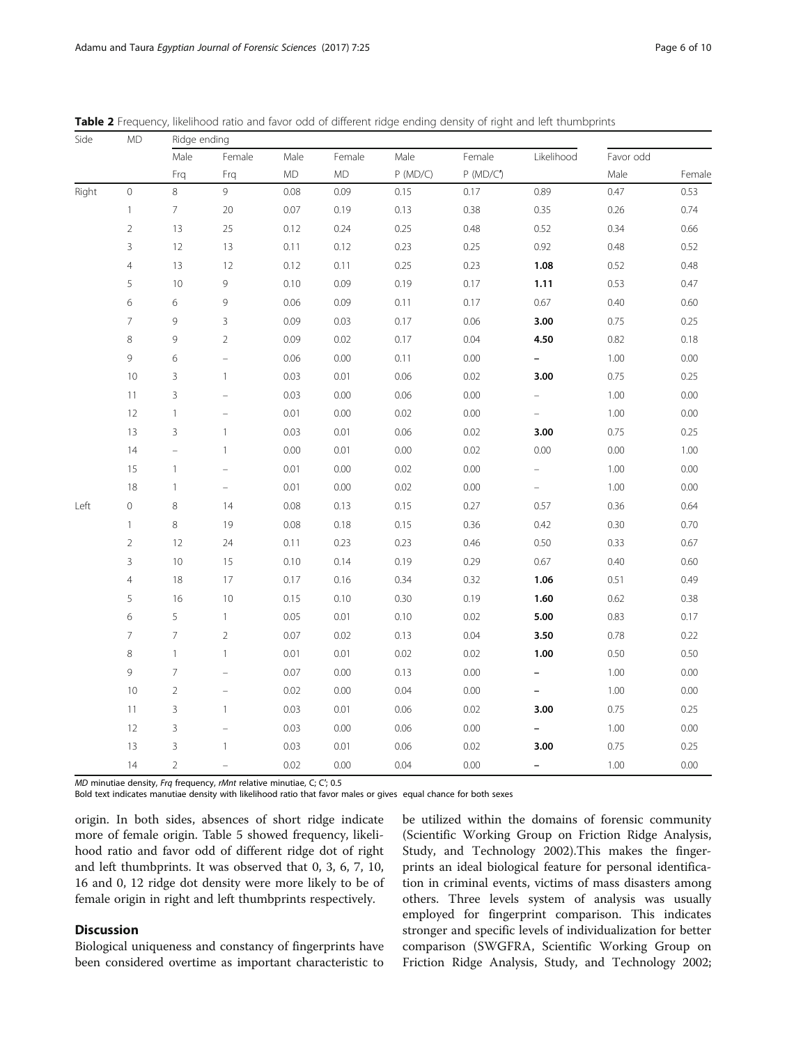**Table 2** Frequency, likelihood ratio and favor odd of different ridge ending density of right and left thumbprints

| Side | MD | Ridge ending | | | | | | | | |
|---|---|---|---|---|---|---|---|---|---|---|
| | | Male | Female | Male | Female | Male | Female | Likelihood | Favor odd | |
| | | Frq | Frq | MD | MD | P (MD/C) | P (MD/C') | | Male | Female |
| Right | 0 | 8 | 9 | 0.08 | 0.09 | 0.15 | 0.17 | 0.89 | 0.47 | 0.53 |
| | 1 | 7 | 20 | 0.07 | 0.19 | 0.13 | 0.38 | 0.35 | 0.26 | 0.74 |
| | 2 | 13 | 25 | 0.12 | 0.24 | 0.25 | 0.48 | 0.52 | 0.34 | 0.66 |
| | 3 | 12 | 13 | 0.11 | 0.12 | 0.23 | 0.25 | 0.92 | 0.48 | 0.52 |
| | 4 | 13 | 12 | 0.12 | 0.11 | 0.25 | 0.23 | **1.08** | 0.52 | 0.48 |
| | 5 | 10 | 9 | 0.10 | 0.09 | 0.19 | 0.17 | **1.11** | 0.53 | 0.47 |
| | 6 | 6 | 9 | 0.06 | 0.09 | 0.11 | 0.17 | 0.67 | 0.40 | 0.60 |
| | 7 | 9 | 3 | 0.09 | 0.03 | 0.17 | 0.06 | **3.00** | 0.75 | 0.25 |
| | 8 | 9 | 2 | 0.09 | 0.02 | 0.17 | 0.04 | **4.50** | 0.82 | 0.18 |
| | 9 | 6 | – | 0.06 | 0.00 | 0.11 | 0.00 | **–** | 1.00 | 0.00 |
| | 10 | 3 | 1 | 0.03 | 0.01 | 0.06 | 0.02 | **3.00** | 0.75 | 0.25 |
| | 11 | 3 | – | 0.03 | 0.00 | 0.06 | 0.00 | – | 1.00 | 0.00 |
| | 12 | 1 | – | 0.01 | 0.00 | 0.02 | 0.00 | – | 1.00 | 0.00 |
| | 13 | 3 | 1 | 0.03 | 0.01 | 0.06 | 0.02 | **3.00** | 0.75 | 0.25 |
| | 14 | – | 1 | 0.00 | 0.01 | 0.00 | 0.02 | 0.00 | 0.00 | 1.00 |
| | 15 | 1 | – | 0.01 | 0.00 | 0.02 | 0.00 | – | 1.00 | 0.00 |
| | 18 | 1 | – | 0.01 | 0.00 | 0.02 | 0.00 | – | 1.00 | 0.00 |
| Left | 0 | 8 | 14 | 0.08 | 0.13 | 0.15 | 0.27 | 0.57 | 0.36 | 0.64 |
| | 1 | 8 | 19 | 0.08 | 0.18 | 0.15 | 0.36 | 0.42 | 0.30 | 0.70 |
| | 2 | 12 | 24 | 0.11 | 0.23 | 0.23 | 0.46 | 0.50 | 0.33 | 0.67 |
| | 3 | 10 | 15 | 0.10 | 0.14 | 0.19 | 0.29 | 0.67 | 0.40 | 0.60 |
| | 4 | 18 | 17 | 0.17 | 0.16 | 0.34 | 0.32 | **1.06** | 0.51 | 0.49 |
| | 5 | 16 | 10 | 0.15 | 0.10 | 0.30 | 0.19 | **1.60** | 0.62 | 0.38 |
| | 6 | 5 | 1 | 0.05 | 0.01 | 0.10 | 0.02 | **5.00** | 0.83 | 0.17 |
| | 7 | 7 | 2 | 0.07 | 0.02 | 0.13 | 0.04 | **3.50** | 0.78 | 0.22 |
| | 8 | 1 | 1 | 0.01 | 0.01 | 0.02 | 0.02 | **1.00** | 0.50 | 0.50 |
| | 9 | 7 | – | 0.07 | 0.00 | 0.13 | 0.00 | **–** | 1.00 | 0.00 |
| | 10 | 2 | – | 0.02 | 0.00 | 0.04 | 0.00 | **–** | 1.00 | 0.00 |
| | 11 | 3 | 1 | 0.03 | 0.01 | 0.06 | 0.02 | **3.00** | 0.75 | 0.25 |
| | 12 | 3 | – | 0.03 | 0.00 | 0.06 | 0.00 | **–** | 1.00 | 0.00 |
| | 13 | 3 | 1 | 0.03 | 0.01 | 0.06 | 0.02 | **3.00** | 0.75 | 0.25 |
| | 14 | 2 | – | 0.02 | 0.00 | 0.04 | 0.00 | **–** | 1.00 | 0.00 |

*MD* minutiae density, *Frq* frequency, *rMnt* relative minutiae, C; C'; 0.5
Bold text indicates manutiae density with likelihood ratio that favor males or gives equal chance for both sexes

origin. In both sides, absences of short ridge indicate more of female origin. Table 5 showed frequency, likelihood ratio and favor odd of different ridge dot of right and left thumbprints. It was observed that 0, 3, 6, 7, 10, 16 and 0, 12 ridge dot density were more likely to be of female origin in right and left thumbprints respectively.

## Discussion

Biological uniqueness and constancy of fingerprints have been considered overtime as important characteristic to be utilized within the domains of forensic community (Scientific Working Group on Friction Ridge Analysis, Study, and Technology 2002).This makes the fingerprints an ideal biological feature for personal identification in criminal events, victims of mass disasters among others. Three levels system of analysis was usually employed for fingerprint comparison. This indicates stronger and specific levels of individualization for better comparison (SWGFRA, Scientific Working Group on Friction Ridge Analysis, Study, and Technology 2002;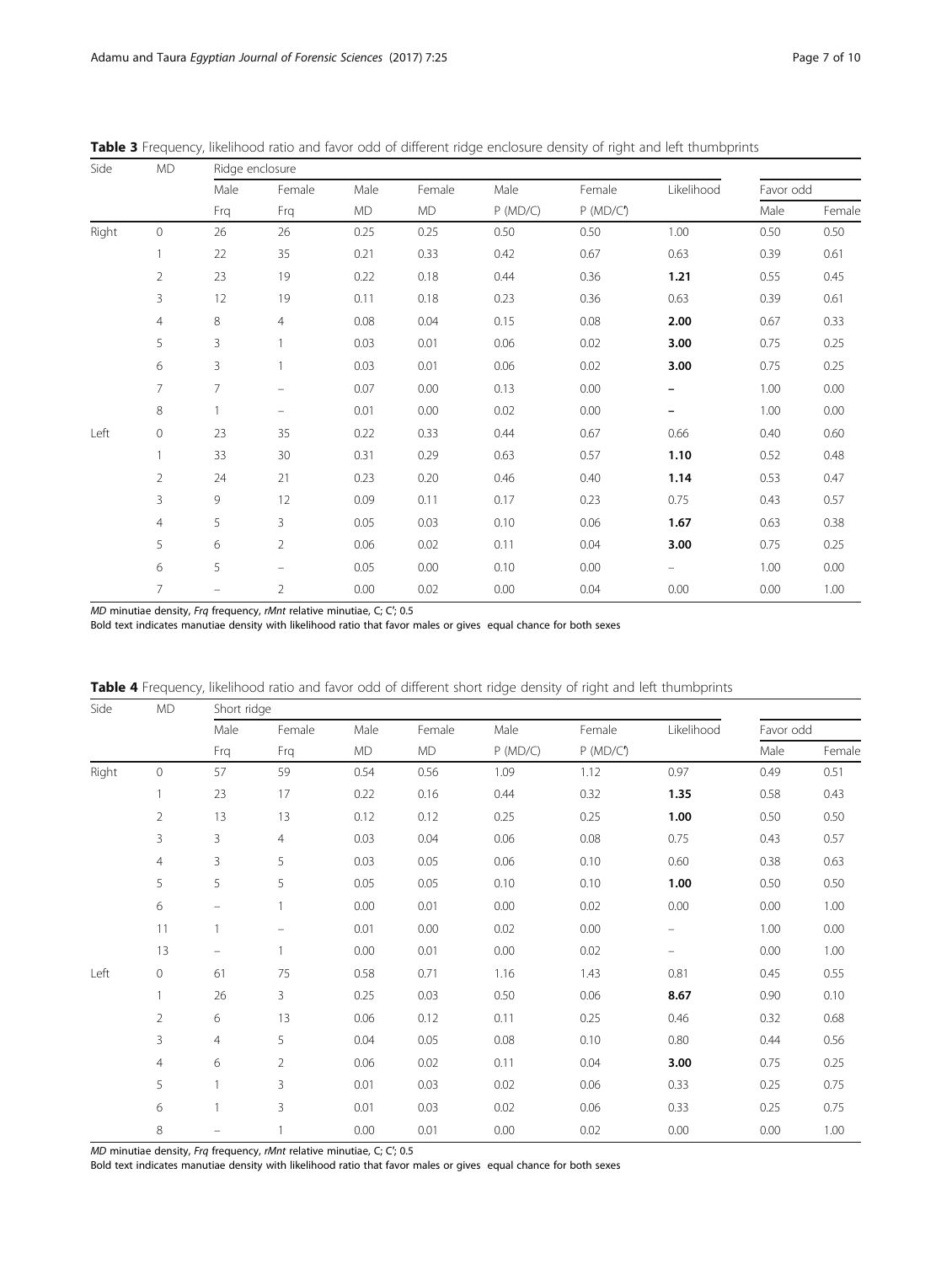**Table 3** Frequency, likelihood ratio and favor odd of different ridge enclosure density of right and left thumbprints

| Side | MD | Ridge enclosure | | | | | | | | |
|---|---|---|---|---|---|---|---|---|---|---|
| | | Male | Female | Male | Female | Male | Female | Likelihood | Favor odd | |
| | | Frq | Frq | MD | MD | P (MD/C) | P (MD/C') | | Male | Female |
| Right | 0 | 26 | 26 | 0.25 | 0.25 | 0.50 | 0.50 | 1.00 | 0.50 | 0.50 |
| | 1 | 22 | 35 | 0.21 | 0.33 | 0.42 | 0.67 | 0.63 | 0.39 | 0.61 |
| | 2 | 23 | 19 | 0.22 | 0.18 | 0.44 | 0.36 | **1.21** | 0.55 | 0.45 |
| | 3 | 12 | 19 | 0.11 | 0.18 | 0.23 | 0.36 | 0.63 | 0.39 | 0.61 |
| | 4 | 8 | 4 | 0.08 | 0.04 | 0.15 | 0.08 | **2.00** | 0.67 | 0.33 |
| | 5 | 3 | 1 | 0.03 | 0.01 | 0.06 | 0.02 | **3.00** | 0.75 | 0.25 |
| | 6 | 3 | 1 | 0.03 | 0.01 | 0.06 | 0.02 | **3.00** | 0.75 | 0.25 |
| | 7 | 7 | – | 0.07 | 0.00 | 0.13 | 0.00 | **–** | 1.00 | 0.00 |
| | 8 | 1 | – | 0.01 | 0.00 | 0.02 | 0.00 | **–** | 1.00 | 0.00 |
| Left | 0 | 23 | 35 | 0.22 | 0.33 | 0.44 | 0.67 | 0.66 | 0.40 | 0.60 |
| | 1 | 33 | 30 | 0.31 | 0.29 | 0.63 | 0.57 | **1.10** | 0.52 | 0.48 |
| | 2 | 24 | 21 | 0.23 | 0.20 | 0.46 | 0.40 | **1.14** | 0.53 | 0.47 |
| | 3 | 9 | 12 | 0.09 | 0.11 | 0.17 | 0.23 | 0.75 | 0.43 | 0.57 |
| | 4 | 5 | 3 | 0.05 | 0.03 | 0.10 | 0.06 | **1.67** | 0.63 | 0.38 |
| | 5 | 6 | 2 | 0.06 | 0.02 | 0.11 | 0.04 | **3.00** | 0.75 | 0.25 |
| | 6 | 5 | – | 0.05 | 0.00 | 0.10 | 0.00 | – | 1.00 | 0.00 |
| | 7 | – | 2 | 0.00 | 0.02 | 0.00 | 0.04 | 0.00 | 0.00 | 1.00 |

*MD* minutiae density, *Frq* frequency, *rMnt* relative minutiae, C; C'; 0.5

Bold text indicates manutiae density with likelihood ratio that favor males or gives equal chance for both sexes

**Table 4** Frequency, likelihood ratio and favor odd of different short ridge density of right and left thumbprints

| Side | MD | Short ridge | | | | | | | | |
|---|---|---|---|---|---|---|---|---|---|---|
| | | Male | Female | Male | Female | Male | Female | Likelihood | Favor odd | |
| | | Frq | Frq | MD | MD | P (MD/C) | P (MD/C') | | Male | Female |
| Right | 0 | 57 | 59 | 0.54 | 0.56 | 1.09 | 1.12 | 0.97 | 0.49 | 0.51 |
| | 1 | 23 | 17 | 0.22 | 0.16 | 0.44 | 0.32 | **1.35** | 0.58 | 0.43 |
| | 2 | 13 | 13 | 0.12 | 0.12 | 0.25 | 0.25 | **1.00** | 0.50 | 0.50 |
| | 3 | 3 | 4 | 0.03 | 0.04 | 0.06 | 0.08 | 0.75 | 0.43 | 0.57 |
| | 4 | 3 | 5 | 0.03 | 0.05 | 0.06 | 0.10 | 0.60 | 0.38 | 0.63 |
| | 5 | 5 | 5 | 0.05 | 0.05 | 0.10 | 0.10 | **1.00** | 0.50 | 0.50 |
| | 6 | – | 1 | 0.00 | 0.01 | 0.00 | 0.02 | 0.00 | 0.00 | 1.00 |
| | 11 | 1 | – | 0.01 | 0.00 | 0.02 | 0.00 | – | 1.00 | 0.00 |
| | 13 | – | 1 | 0.00 | 0.01 | 0.00 | 0.02 | – | 0.00 | 1.00 |
| Left | 0 | 61 | 75 | 0.58 | 0.71 | 1.16 | 1.43 | 0.81 | 0.45 | 0.55 |
| | 1 | 26 | 3 | 0.25 | 0.03 | 0.50 | 0.06 | **8.67** | 0.90 | 0.10 |
| | 2 | 6 | 13 | 0.06 | 0.12 | 0.11 | 0.25 | 0.46 | 0.32 | 0.68 |
| | 3 | 4 | 5 | 0.04 | 0.05 | 0.08 | 0.10 | 0.80 | 0.44 | 0.56 |
| | 4 | 6 | 2 | 0.06 | 0.02 | 0.11 | 0.04 | **3.00** | 0.75 | 0.25 |
| | 5 | 1 | 3 | 0.01 | 0.03 | 0.02 | 0.06 | 0.33 | 0.25 | 0.75 |
| | 6 | 1 | 3 | 0.01 | 0.03 | 0.02 | 0.06 | 0.33 | 0.25 | 0.75 |
| | 8 | – | 1 | 0.00 | 0.01 | 0.00 | 0.02 | 0.00 | 0.00 | 1.00 |

*MD* minutiae density, *Frq* frequency, *rMnt* relative minutiae, C; C'; 0.5

Bold text indicates manutiae density with likelihood ratio that favor males or gives equal chance for both sexes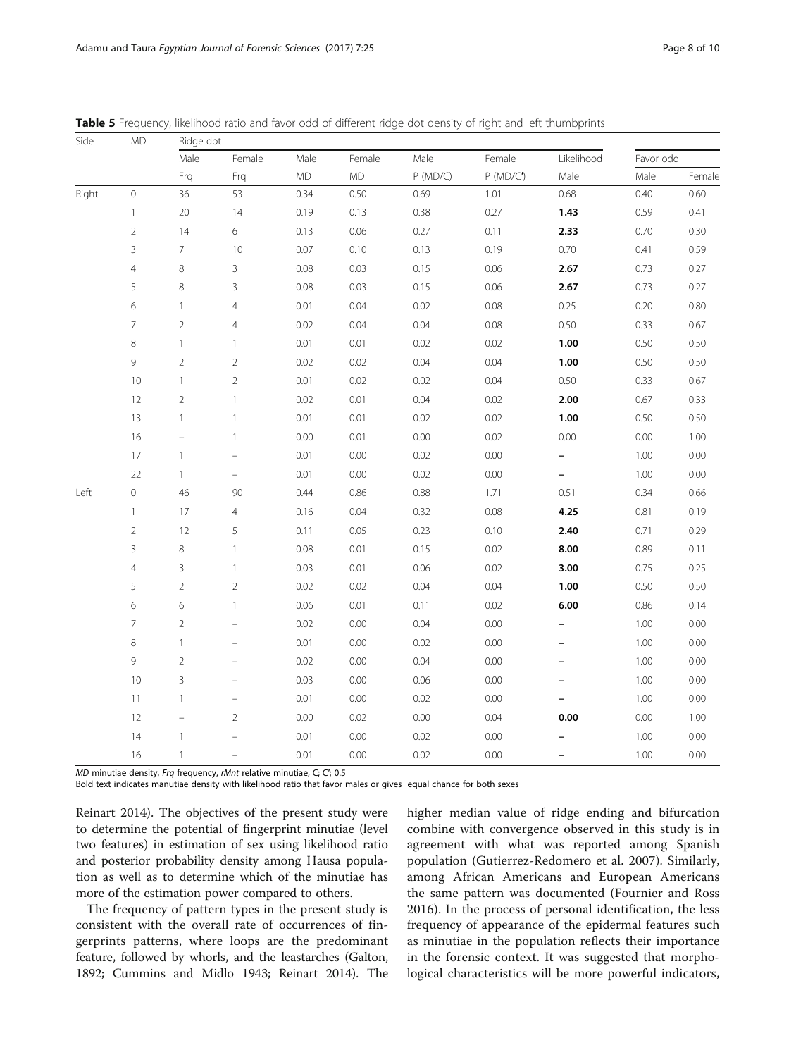**Table 5** Frequency, likelihood ratio and favor odd of different ridge dot density of right and left thumbprints

| Side | MD | Ridge dot | | | | | | | | |
|---|---|---|---|---|---|---|---|---|---|---|
| | | Male | Female | Male | Female | Male | Female | Likelihood | Favor odd | |
| | | Frq | Frq | MD | MD | P (MD/C) | P (MD/C') | Male | Male | Female |
| Right | 0 | 36 | 53 | 0.34 | 0.50 | 0.69 | 1.01 | 0.68 | 0.40 | 0.60 |
| | 1 | 20 | 14 | 0.19 | 0.13 | 0.38 | 0.27 | **1.43** | 0.59 | 0.41 |
| | 2 | 14 | 6 | 0.13 | 0.06 | 0.27 | 0.11 | **2.33** | 0.70 | 0.30 |
| | 3 | 7 | 10 | 0.07 | 0.10 | 0.13 | 0.19 | 0.70 | 0.41 | 0.59 |
| | 4 | 8 | 3 | 0.08 | 0.03 | 0.15 | 0.06 | **2.67** | 0.73 | 0.27 |
| | 5 | 8 | 3 | 0.08 | 0.03 | 0.15 | 0.06 | **2.67** | 0.73 | 0.27 |
| | 6 | 1 | 4 | 0.01 | 0.04 | 0.02 | 0.08 | 0.25 | 0.20 | 0.80 |
| | 7 | 2 | 4 | 0.02 | 0.04 | 0.04 | 0.08 | 0.50 | 0.33 | 0.67 |
| | 8 | 1 | 1 | 0.01 | 0.01 | 0.02 | 0.02 | **1.00** | 0.50 | 0.50 |
| | 9 | 2 | 2 | 0.02 | 0.02 | 0.04 | 0.04 | **1.00** | 0.50 | 0.50 |
| | 10 | 1 | 2 | 0.01 | 0.02 | 0.02 | 0.04 | 0.50 | 0.33 | 0.67 |
| | 12 | 2 | 1 | 0.02 | 0.01 | 0.04 | 0.02 | **2.00** | 0.67 | 0.33 |
| | 13 | 1 | 1 | 0.01 | 0.01 | 0.02 | 0.02 | **1.00** | 0.50 | 0.50 |
| | 16 | – | 1 | 0.00 | 0.01 | 0.00 | 0.02 | 0.00 | 0.00 | 1.00 |
| | 17 | 1 | – | 0.01 | 0.00 | 0.02 | 0.00 | **–** | 1.00 | 0.00 |
| | 22 | 1 | – | 0.01 | 0.00 | 0.02 | 0.00 | **–** | 1.00 | 0.00 |
| Left | 0 | 46 | 90 | 0.44 | 0.86 | 0.88 | 1.71 | 0.51 | 0.34 | 0.66 |
| | 1 | 17 | 4 | 0.16 | 0.04 | 0.32 | 0.08 | **4.25** | 0.81 | 0.19 |
| | 2 | 12 | 5 | 0.11 | 0.05 | 0.23 | 0.10 | **2.40** | 0.71 | 0.29 |
| | 3 | 8 | 1 | 0.08 | 0.01 | 0.15 | 0.02 | **8.00** | 0.89 | 0.11 |
| | 4 | 3 | 1 | 0.03 | 0.01 | 0.06 | 0.02 | **3.00** | 0.75 | 0.25 |
| | 5 | 2 | 2 | 0.02 | 0.02 | 0.04 | 0.04 | **1.00** | 0.50 | 0.50 |
| | 6 | 6 | 1 | 0.06 | 0.01 | 0.11 | 0.02 | **6.00** | 0.86 | 0.14 |
| | 7 | 2 | – | 0.02 | 0.00 | 0.04 | 0.00 | **–** | 1.00 | 0.00 |
| | 8 | 1 | – | 0.01 | 0.00 | 0.02 | 0.00 | **–** | 1.00 | 0.00 |
| | 9 | 2 | – | 0.02 | 0.00 | 0.04 | 0.00 | **–** | 1.00 | 0.00 |
| | 10 | 3 | – | 0.03 | 0.00 | 0.06 | 0.00 | **–** | 1.00 | 0.00 |
| | 11 | 1 | – | 0.01 | 0.00 | 0.02 | 0.00 | **–** | 1.00 | 0.00 |
| | 12 | – | 2 | 0.00 | 0.02 | 0.00 | 0.04 | **0.00** | 0.00 | 1.00 |
| | 14 | 1 | – | 0.01 | 0.00 | 0.02 | 0.00 | **–** | 1.00 | 0.00 |
| | 16 | 1 | – | 0.01 | 0.00 | 0.02 | 0.00 | **–** | 1.00 | 0.00 |

*MD* minutiae density, *Frq* frequency, *rMnt* relative minutiae, C; C'; 0.5
Bold text indicates manutiae density with likelihood ratio that favor males or gives equal chance for both sexes

Reinart 2014). The objectives of the present study were to determine the potential of fingerprint minutiae (level two features) in estimation of sex using likelihood ratio and posterior probability density among Hausa population as well as to determine which of the minutiae has more of the estimation power compared to others.

The frequency of pattern types in the present study is consistent with the overall rate of occurrences of fingerprints patterns, where loops are the predominant feature, followed by whorls, and the leastarches (Galton, 1892; Cummins and Midlo 1943; Reinart 2014). The higher median value of ridge ending and bifurcation combine with convergence observed in this study is in agreement with what was reported among Spanish population (Gutierrez-Redomero et al. 2007). Similarly, among African Americans and European Americans the same pattern was documented (Fournier and Ross 2016). In the process of personal identification, the less frequency of appearance of the epidermal features such as minutiae in the population reflects their importance in the forensic context. It was suggested that morphological characteristics will be more powerful indicators,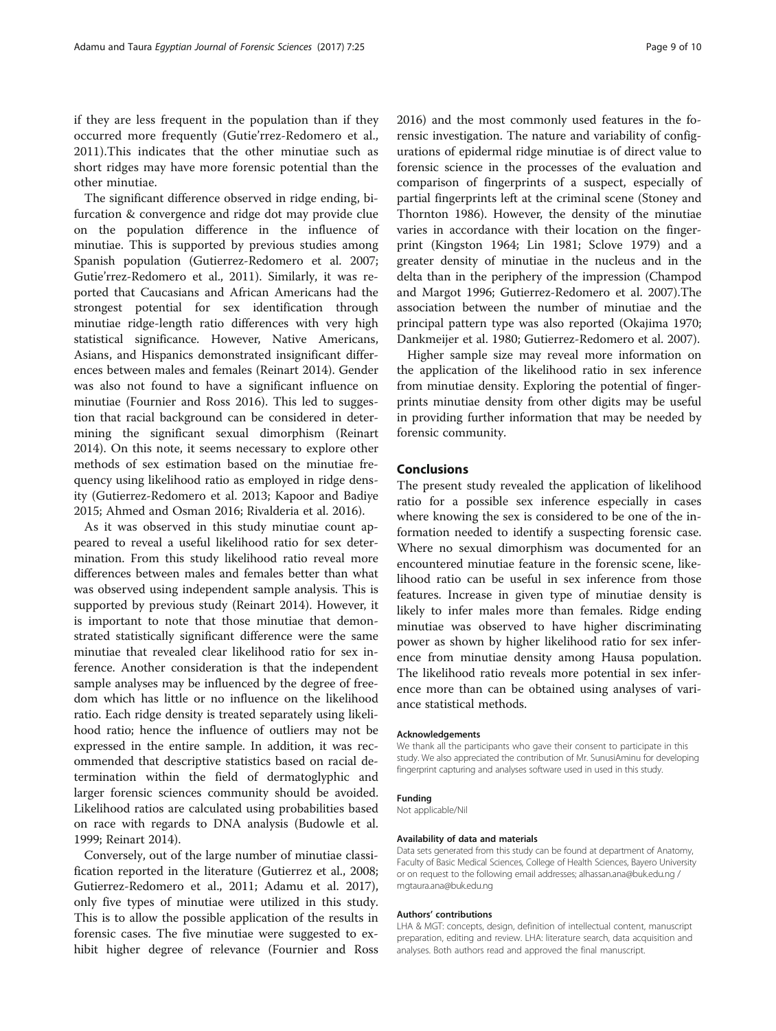if they are less frequent in the population than if they occurred more frequently (Gutie'rrez-Redomero et al., 2011).This indicates that the other minutiae such as short ridges may have more forensic potential than the other minutiae.

The significant difference observed in ridge ending, bifurcation & convergence and ridge dot may provide clue on the population difference in the influence of minutiae. This is supported by previous studies among Spanish population (Gutierrez-Redomero et al. 2007; Gutie'rrez-Redomero et al., 2011). Similarly, it was reported that Caucasians and African Americans had the strongest potential for sex identification through minutiae ridge-length ratio differences with very high statistical significance. However, Native Americans, Asians, and Hispanics demonstrated insignificant differences between males and females (Reinart 2014). Gender was also not found to have a significant influence on minutiae (Fournier and Ross 2016). This led to suggestion that racial background can be considered in determining the significant sexual dimorphism (Reinart 2014). On this note, it seems necessary to explore other methods of sex estimation based on the minutiae frequency using likelihood ratio as employed in ridge density (Gutierrez-Redomero et al. 2013; Kapoor and Badiye 2015; Ahmed and Osman 2016; Rivalderia et al. 2016).

As it was observed in this study minutiae count appeared to reveal a useful likelihood ratio for sex determination. From this study likelihood ratio reveal more differences between males and females better than what was observed using independent sample analysis. This is supported by previous study (Reinart 2014). However, it is important to note that those minutiae that demonstrated statistically significant difference were the same minutiae that revealed clear likelihood ratio for sex inference. Another consideration is that the independent sample analyses may be influenced by the degree of freedom which has little or no influence on the likelihood ratio. Each ridge density is treated separately using likelihood ratio; hence the influence of outliers may not be expressed in the entire sample. In addition, it was recommended that descriptive statistics based on racial determination within the field of dermatoglyphic and larger forensic sciences community should be avoided. Likelihood ratios are calculated using probabilities based on race with regards to DNA analysis (Budowle et al. 1999; Reinart 2014).

Conversely, out of the large number of minutiae classification reported in the literature (Gutierrez et al., 2008; Gutierrez-Redomero et al., 2011; Adamu et al. 2017), only five types of minutiae were utilized in this study. This is to allow the possible application of the results in forensic cases. The five minutiae were suggested to exhibit higher degree of relevance (Fournier and Ross 2016) and the most commonly used features in the forensic investigation. The nature and variability of configurations of epidermal ridge minutiae is of direct value to forensic science in the processes of the evaluation and comparison of fingerprints of a suspect, especially of partial fingerprints left at the criminal scene (Stoney and Thornton 1986). However, the density of the minutiae varies in accordance with their location on the fingerprint (Kingston 1964; Lin 1981; Sclove 1979) and a greater density of minutiae in the nucleus and in the delta than in the periphery of the impression (Champod and Margot 1996; Gutierrez-Redomero et al. 2007).The association between the number of minutiae and the principal pattern type was also reported (Okajima 1970; Dankmeijer et al. 1980; Gutierrez-Redomero et al. 2007).

Higher sample size may reveal more information on the application of the likelihood ratio in sex inference from minutiae density. Exploring the potential of fingerprints minutiae density from other digits may be useful in providing further information that may be needed by forensic community.

## Conclusions

The present study revealed the application of likelihood ratio for a possible sex inference especially in cases where knowing the sex is considered to be one of the information needed to identify a suspecting forensic case. Where no sexual dimorphism was documented for an encountered minutiae feature in the forensic scene, likelihood ratio can be useful in sex inference from those features. Increase in given type of minutiae density is likely to infer males more than females. Ridge ending minutiae was observed to have higher discriminating power as shown by higher likelihood ratio for sex inference from minutiae density among Hausa population. The likelihood ratio reveals more potential in sex inference more than can be obtained using analyses of variance statistical methods.

#### Acknowledgements

We thank all the participants who gave their consent to participate in this study. We also appreciated the contribution of Mr. SunusiAminu for developing fingerprint capturing and analyses software used in used in this study.

#### Funding

Not applicable/Nil

#### Availability of data and materials

Data sets generated from this study can be found at department of Anatomy, Faculty of Basic Medical Sciences, College of Health Sciences, Bayero University or on request to the following email addresses; alhassan.ana@buk.edu.ng / mgtaura.ana@buk.edu.ng

#### Authors' contributions

LHA & MGT: concepts, design, definition of intellectual content, manuscript preparation, editing and review. LHA: literature search, data acquisition and analyses. Both authors read and approved the final manuscript.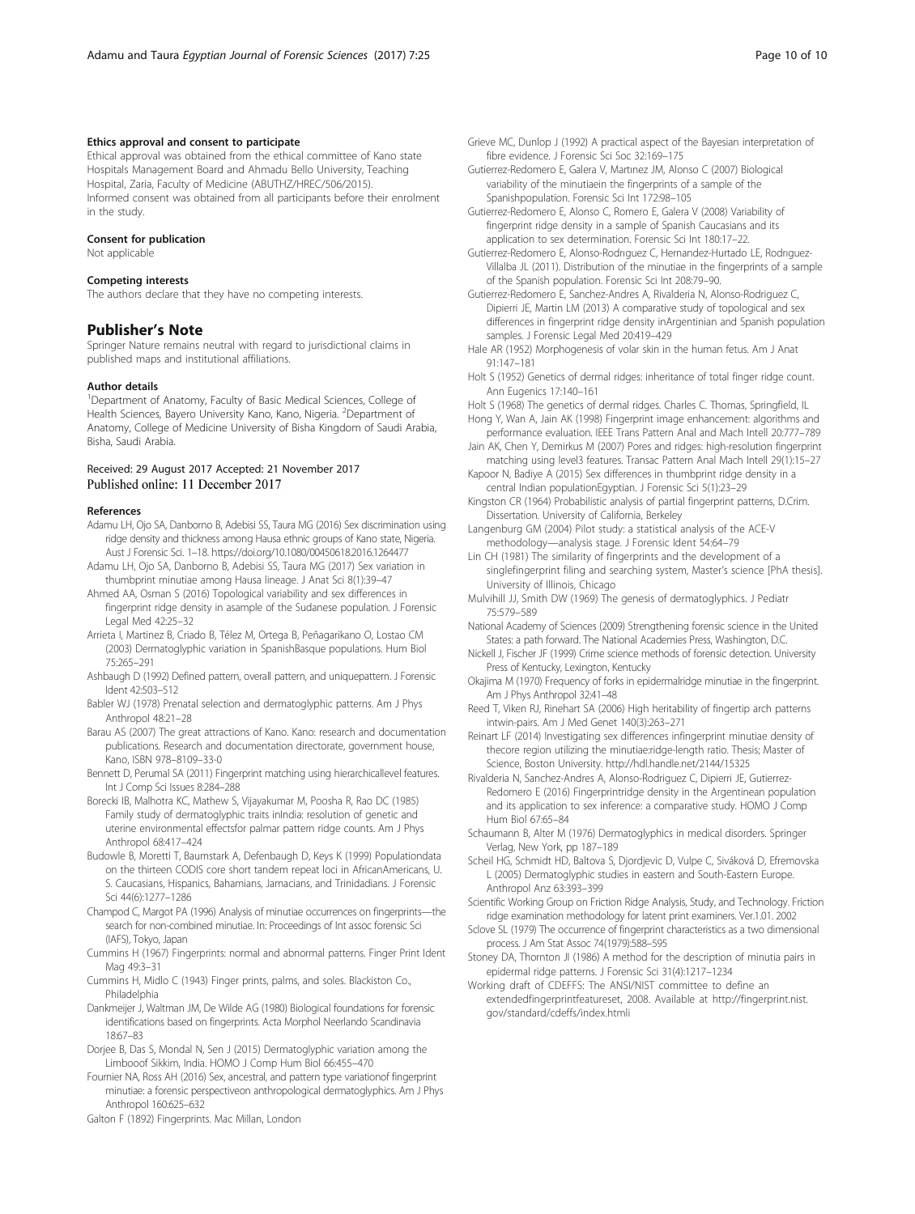#### Ethics approval and consent to participate

Ethical approval was obtained from the ethical committee of Kano state Hospitals Management Board and Ahmadu Bello University, Teaching Hospital, Zaria, Faculty of Medicine (ABUTHZ/HREC/506/2015).
Informed consent was obtained from all participants before their enrolment in the study.

#### Consent for publication

Not applicable

#### Competing interests

The authors declare that they have no competing interests.

### Publisher's Note

Springer Nature remains neutral with regard to jurisdictional claims in published maps and institutional affiliations.

#### Author details

[1]Department of Anatomy, Faculty of Basic Medical Sciences, College of Health Sciences, Bayero University Kano, Kano, Nigeria. [2]Department of Anatomy, College of Medicine University of Bisha Kingdom of Saudi Arabia, Bisha, Saudi Arabia.

Received: 29 August 2017 Accepted: 21 November 2017
Published online: 11 December 2017

#### References

Adamu LH, Ojo SA, Danborno B, Adebisi SS, Taura MG (2016) Sex discrimination using ridge density and thickness among Hausa ethnic groups of Kano state, Nigeria. Aust J Forensic Sci. 1–18. https://doi.org/10.1080/00450618.2016.1264477

Adamu LH, Ojo SA, Danborno B, Adebisi SS, Taura MG (2017) Sex variation in thumbprint minutiae among Hausa lineage. J Anat Sci 8(1):39–47

Ahmed AA, Osman S (2016) Topological variability and sex differences in fingerprint ridge density in asample of the Sudanese population. J Forensic Legal Med 42:25–32

Arrieta I, Martinez B, Criado B, Télez M, Ortega B, Peñagarikano O, Lostao CM (2003) Dermatoglyphic variation in SpanishBasque populations. Hum Biol 75:265–291

Ashbaugh D (1992) Defined pattern, overall pattern, and uniquepattern. J Forensic Ident 42:503–512

Babler WJ (1978) Prenatal selection and dermatoglyphic patterns. Am J Phys Anthropol 48:21–28

Barau AS (2007) The great attractions of Kano. Kano: research and documentation publications. Research and documentation directorate, government house, Kano, ISBN 978–8109–33-0

Bennett D, Perumal SA (2011) Fingerprint matching using hierarchicallevel features. Int J Comp Sci Issues 8:284–288

Borecki IB, Malhotra KC, Mathew S, Vijayakumar M, Poosha R, Rao DC (1985) Family study of dermatoglyphic traits inIndia: resolution of genetic and uterine environmental effectsfor palmar pattern ridge counts. Am J Phys Anthropol 68:417–424

Budowle B, Moretti T, Baumstark A, Defenbaugh D, Keys K (1999) Populationdata on the thirteen CODIS core short tandem repeat loci in AfricanAmericans, U. S. Caucasians, Hispanics, Bahamians, Jamacians, and Trinidadians. J Forensic Sci 44(6):1277–1286

Champod C, Margot PA (1996) Analysis of minutiae occurrences on fingerprints—the search for non-combined minutiae. In: Proceedings of Int assoc forensic Sci (IAFS), Tokyo, Japan

Cummins H (1967) Fingerprints: normal and abnormal patterns. Finger Print Ident Mag 49:3–31

Cummins H, Midlo C (1943) Finger prints, palms, and soles. Blackiston Co., Philadelphia

Dankmeijer J, Waltman JM, De Wilde AG (1980) Biological foundations for forensic identifications based on fingerprints. Acta Morphol Neerlando Scandinavia 18:67–83

Dorjee B, Das S, Mondal N, Sen J (2015) Dermatoglyphic variation among the Limbooof Sikkim, India. HOMO J Comp Hum Biol 66:455–470

Fournier NA, Ross AH (2016) Sex, ancestral, and pattern type variationof fingerprint minutiae: a forensic perspectiveon anthropological dermatoglyphics. Am J Phys Anthropol 160:625–632

Galton F (1892) Fingerprints. Mac Millan, London

Grieve MC, Dunlop J (1992) A practical aspect of the Bayesian interpretation of fibre evidence. J Forensic Sci Soc 32:169–175

Gutierrez-Redomero E, Galera V, Martınez JM, Alonso C (2007) Biological variability of the minutiaein the fingerprints of a sample of the Spanishpopulation. Forensic Sci Int 172:98–105

Gutierrez-Redomero E, Alonso C, Romero E, Galera V (2008) Variability of fingerprint ridge density in a sample of Spanish Caucasians and its application to sex determination. Forensic Sci Int 180:17–22.

Gutierrez-Redomero E, Alonso-Rodrıguez C, Hernandez-Hurtado LE, Rodrıguez-Villalba JL (2011). Distribution of the minutiae in the fingerprints of a sample of the Spanish population. Forensic Sci Int 208:79–90.

Gutierrez-Redomero E, Sanchez-Andres A, Rivalderia N, Alonso-Rodriguez C, Dipierri JE, Martin LM (2013) A comparative study of topological and sex differences in fingerprint ridge density inArgentinian and Spanish population samples. J Forensic Legal Med 20:419–429

Hale AR (1952) Morphogenesis of volar skin in the human fetus. Am J Anat 91:147–181

Holt S (1952) Genetics of dermal ridges: inheritance of total finger ridge count. Ann Eugenics 17:140–161

Holt S (1968) The genetics of dermal ridges. Charles C. Thomas, Springfield, IL

Hong Y, Wan A, Jain AK (1998) Fingerprint image enhancement: algorithms and performance evaluation. IEEE Trans Pattern Anal and Mach Intell 20:777–789

Jain AK, Chen Y, Demirkus M (2007) Pores and ridges: high-resolution fingerprint matching using level3 features. Transac Pattern Anal Mach Intell 29(1):15–27

Kapoor N, Badiye A (2015) Sex differences in thumbprint ridge density in a central Indian populationEgyptian. J Forensic Sci 5(1):23–29

Kingston CR (1964) Probabilistic analysis of partial fingerprint patterns, D.Crim. Dissertation. University of California, Berkeley

Langenburg GM (2004) Pilot study: a statistical analysis of the ACE-V methodology—analysis stage. J Forensic Ident 54:64–79

Lin CH (1981) The similarity of fingerprints and the development of a singlefingerprint filing and searching system, Master's science [PhA thesis]. University of Illinois, Chicago

Mulvihill JJ, Smith DW (1969) The genesis of dermatoglyphics. J Pediatr 75:579–589

National Academy of Sciences (2009) Strengthening forensic science in the United States: a path forward. The National Academies Press, Washington, D.C.

Nickell J, Fischer JF (1999) Crime science methods of forensic detection. University Press of Kentucky, Lexington, Kentucky

Okajima M (1970) Frequency of forks in epidermalridge minutiae in the fingerprint. Am J Phys Anthropol 32:41–48

Reed T, Viken RJ, Rinehart SA (2006) High heritability of fingertip arch patterns intwin-pairs. Am J Med Genet 140(3):263–271

Reinart LF (2014) Investigating sex differences infingerprint minutiae density of thecore region utilizing the minutiae:ridge-length ratio. Thesis; Master of Science, Boston University. http://hdl.handle.net/2144/15325

Rivalderia N, Sanchez-Andres A, Alonso-Rodriguez C, Dipierri JE, Gutierrez-Redomero E (2016) Fingerprintridge density in the Argentinean population and its application to sex inference: a comparative study. HOMO J Comp Hum Biol 67:65–84

Schaumann B, Alter M (1976) Dermatoglyphics in medical disorders. Springer Verlag, New York, pp 187–189

Scheil HG, Schmidt HD, Baltova S, Djordjevic D, Vulpe C, Siváková D, Efremovska L (2005) Dermatoglyphic studies in eastern and South-Eastern Europe. Anthropol Anz 63:393–399

Scientific Working Group on Friction Ridge Analysis, Study, and Technology. Friction ridge examination methodology for latent print examiners. Ver.1.01. 2002

Sclove SL (1979) The occurrence of fingerprint characteristics as a two dimensional process. J Am Stat Assoc 74(1979):588–595

Stoney DA, Thornton JI (1986) A method for the description of minutia pairs in epidermal ridge patterns. J Forensic Sci 31(4):1217–1234

Working draft of CDEFFS: The ANSI/NIST committee to define an extendedfingerprintfeatureset, 2008. Available at http://fingerprint.nist.gov/standard/cdeffs/index.htmli